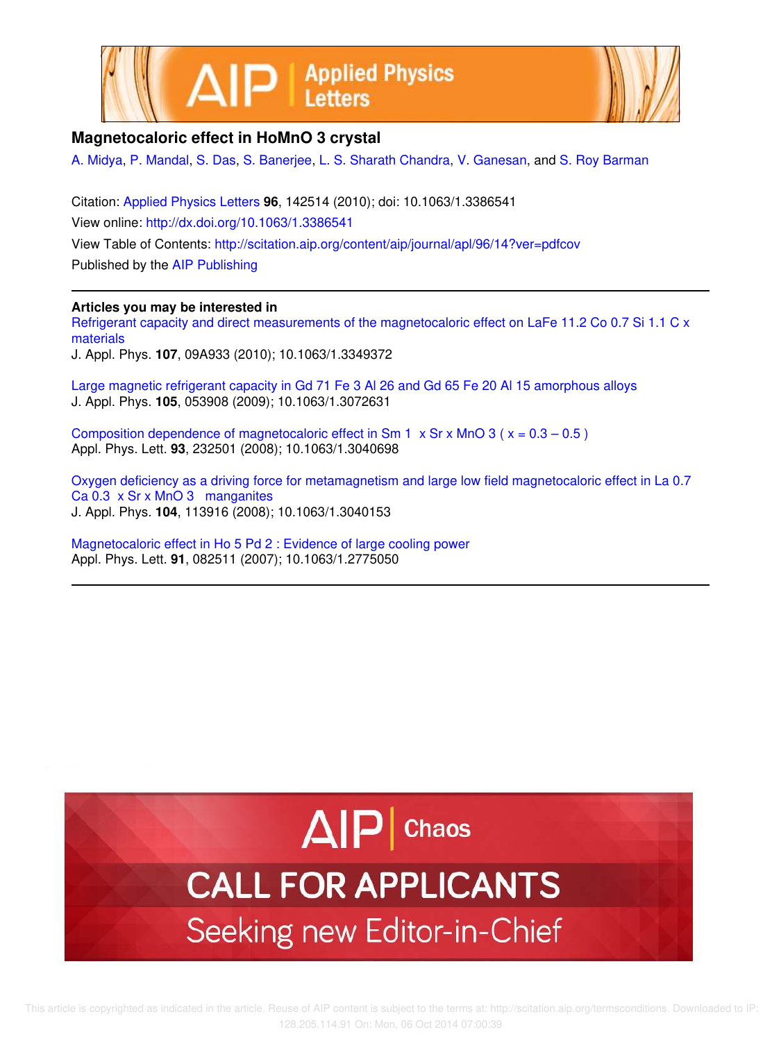# Magnetocaloric effect in $HoMnO_3$ crystal

A. Midya, P. Mandal, S. Das, S. Banerjee, L. S. Sharath Chandra, V. Ganesan, and S. Roy Barman

Citation: Applied Physics Letters **96**, 142514 (2010); doi: 10.1063/1.3386541

View online: http://dx.doi.org/10.1063/1.3386541

View Table of Contents: http://scitation.aip.org/content/aip/journal/apl/96/14?ver=pdfcov

Published by the AIP Publishing

---

**Articles you may be interested in**

Refrigerant capacity and direct measurements of the magnetocaloric effect on $LaFe_{11.2}Co_{0.7}Si_{1.1}C_x$ materials
J. Appl. Phys. **107**, 09A933 (2010); 10.1063/1.3349372

Large magnetic refrigerant capacity in $Gd_{71}Fe_3Al_{26}$ and $Gd_{65}Fe_{20}Al_{15}$ amorphous alloys
J. Appl. Phys. **105**, 053908 (2009); 10.1063/1.3072631

Composition dependence of magnetocaloric effect in $Sm_{1-x}Sr_xMnO_3$ ( $x = 0.3 - 0.5$ )
Appl. Phys. Lett. **93**, 232501 (2008); 10.1063/1.3040698

Oxygen deficiency as a driving force for metamagnetism and large low field magnetocaloric effect in $La_{0.7}Ca_{0.3-x}Sr_xMnO_3$ manganites
J. Appl. Phys. **104**, 113916 (2008); 10.1063/1.3040153

Magnetocaloric effect in $Ho_5Pd_2$ : Evidence of large cooling power
Appl. Phys. Lett. **91**, 082511 (2007); 10.1063/1.2775050

---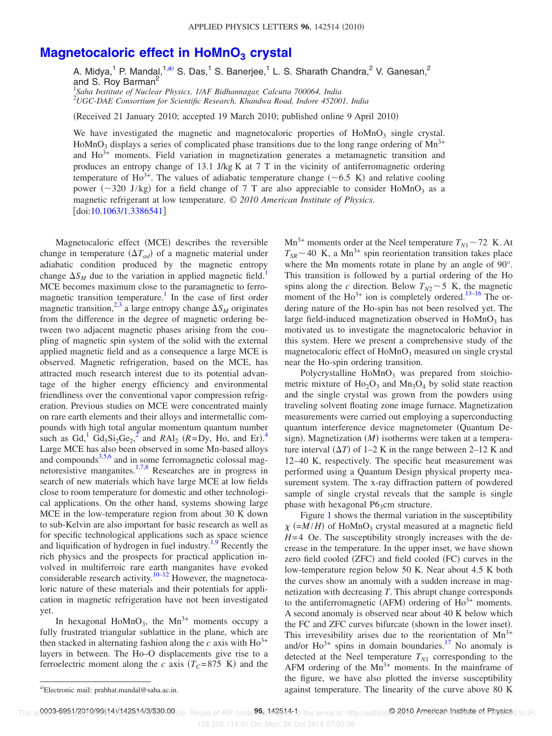# Magnetocaloric effect in $HoMnO_3$ crystal

A. Midya,[1] P. Mandal,[1,a)] S. Das,[1] S. Banerjee,[1] L. S. Sharath Chandra,[2] V. Ganesan,[2] and S. Roy Barman[2]

[1]*Saha Institute of Nuclear Physics, 1/AF Bidhannagar, Calcutta 700064, India*
[2]*UGC-DAE Consortium for Scientific Research, Khandwa Road, Indore 452001, India*

(Received 21 January 2010; accepted 19 March 2010; published online 9 April 2010)

We have investigated the magnetic and magnetocaloric properties of $HoMnO_3$ single crystal. $HoMnO_3$ displays a series of complicated phase transitions due to the long range ordering of $Mn^{3+}$ and $Ho^{3+}$ moments. Field variation in magnetization generates a metamagnetic transition and produces an entropy change of 13.1 J/kg K at 7 T in the vicinity of antiferromagnetic ordering temperature of $Ho^{3+}$. The values of adiabatic temperature change (~6.5 K) and relative cooling power (~320 J/kg) for a field change of 7 T are also appreciable to consider $HoMnO_3$ as a magnetic refrigerant at low temperature. © *2010 American Institute of Physics.* [doi:10.1063/1.3386541]

Magnetocaloric effect (MCE) describes the reversible change in temperature ($\Delta T_{ad}$) of a magnetic material under adiabatic condition produced by the magnetic entropy change $\Delta S_M$ due to the variation in applied magnetic field.[1] MCE becomes maximum close to the paramagnetic to ferromagnetic transition temperature.[1] In the case of first order magnetic transition,[2,3] a large entropy change $\Delta S_M$ originates from the difference in the degree of magnetic ordering between two adjacent magnetic phases arising from the coupling of magnetic spin system of the solid with the external applied magnetic field and as a consequence a large MCE is observed. Magnetic refrigeration, based on the MCE, has attracted much research interest due to its potential advantage of the higher energy efficiency and environmental friendliness over the conventional vapor compression refrigeration. Previous studies on MCE were concentrated mainly on rare earth elements and their alloys and intermetallic compounds with high total angular momentum quantum number such as Gd,[1] $Gd_5Si_2Ge_2$,[2] and $RAl_2$ ($R$=Dy, Ho, and Er).[4] Large MCE has also been observed in some Mn-based alloys and compounds[3,5,6] and in some ferromagnetic colossal magnetoresistive manganites.[1,7,8] Researches are in progress in search of new materials which have large MCE at low fields close to room temperature for domestic and other technological applications. On the other hand, systems showing large MCE in the low-temperature region from about 30 K down to sub-Kelvin are also important for basic research as well as for specific technological applications such as space science and liquification of hydrogen in fuel industry.[1,9] Recently the rich physics and the prospects for practical application involved in multiferroic rare earth manganites have evoked considerable research activity.[10–12] However, the magnetocaloric nature of these materials and their potentials for application in magnetic refrigeration have not been investigated yet.

In hexagonal $HoMnO_3$, the $Mn^{3+}$ moments occupy a fully frustrated triangular sublattice in the plane, which are then stacked in alternating fashion along the $c$ axis with $Ho^{3+}$ layers in between. The Ho–O displacements give rise to a ferroelectric moment along the $c$ axis ($T_C$=875 K) and the $Mn^{3+}$ moments order at the Neel temperature $T_{N1}$~72 K. At $T_{SR}$~40 K, a $Mn^{3+}$ spin reorientation transition takes place where the Mn moments rotate in plane by an angle of 90°. This transition is followed by a partial ordering of the Ho spins along the $c$ direction. Below $T_{N2}$~5 K, the magnetic moment of the $Ho^{3+}$ ion is completely ordered.[13–16] The ordering nature of the Ho-spin has not been resolved yet. The large field-induced magnetization observed in $HoMnO_3$ has motivated us to investigate the magnetocaloric behavior in this system. Here we present a comprehensive study of the magnetocaloric effect of $HoMnO_3$ measured on single crystal near the Ho-spin ordering transition.

Polycrystalline $HoMnO_3$ was prepared from stoichiometric mixture of $Ho_2O_3$ and $Mn_3O_4$ by solid state reaction and the single crystal was grown from the powders using traveling solvent floating zone image furnace. Magnetization measurements were carried out employing a superconducting quantum interference device magnetometer (Quantum Design). Magnetization ($M$) isotherms were taken at a temperature interval ($\Delta T$) of 1–2 K in the range between 2–12 K and 12–40 K, respectively. The specific heat measurement was performed using a Quantum Design physical property measurement system. The x-ray diffraction pattern of powdered sample of single crystal reveals that the sample is single phase with hexagonal $P6_3cm$ structure.

Figure 1 shows the thermal variation in the susceptibility $\chi$ (=$M/H$) of $HoMnO_3$ crystal measured at a magnetic field $H$=4 Oe. The susceptibility strongly increases with the decrease in the temperature. In the upper inset, we have shown zero field cooled (ZFC) and field cooled (FC) curves in the low-temperature region below 50 K. Near about 4.5 K both the curves show an anomaly with a sudden increase in magnetization with decreasing $T$. This abrupt change corresponds to the antiferromagnetic (AFM) ordering of $Ho^{3+}$ moments. A second anomaly is observed near about 40 K below which the FC and ZFC curves bifurcate (shown in the lower inset). This irreversibility arises due to the reorientation of $Mn^{3+}$ and/or $Ho^{3+}$ spins in domain boundaries.[17] No anomaly is detected at the Neel temperature $T_{N1}$ corresponding to the AFM ordering of the $Mn^{3+}$ moments. In the mainframe of the figure, we have also plotted the inverse susceptibility against temperature. The linearity of the curve above 80 K

a)Electronic mail: prabhat.mandal@saha.ac.in.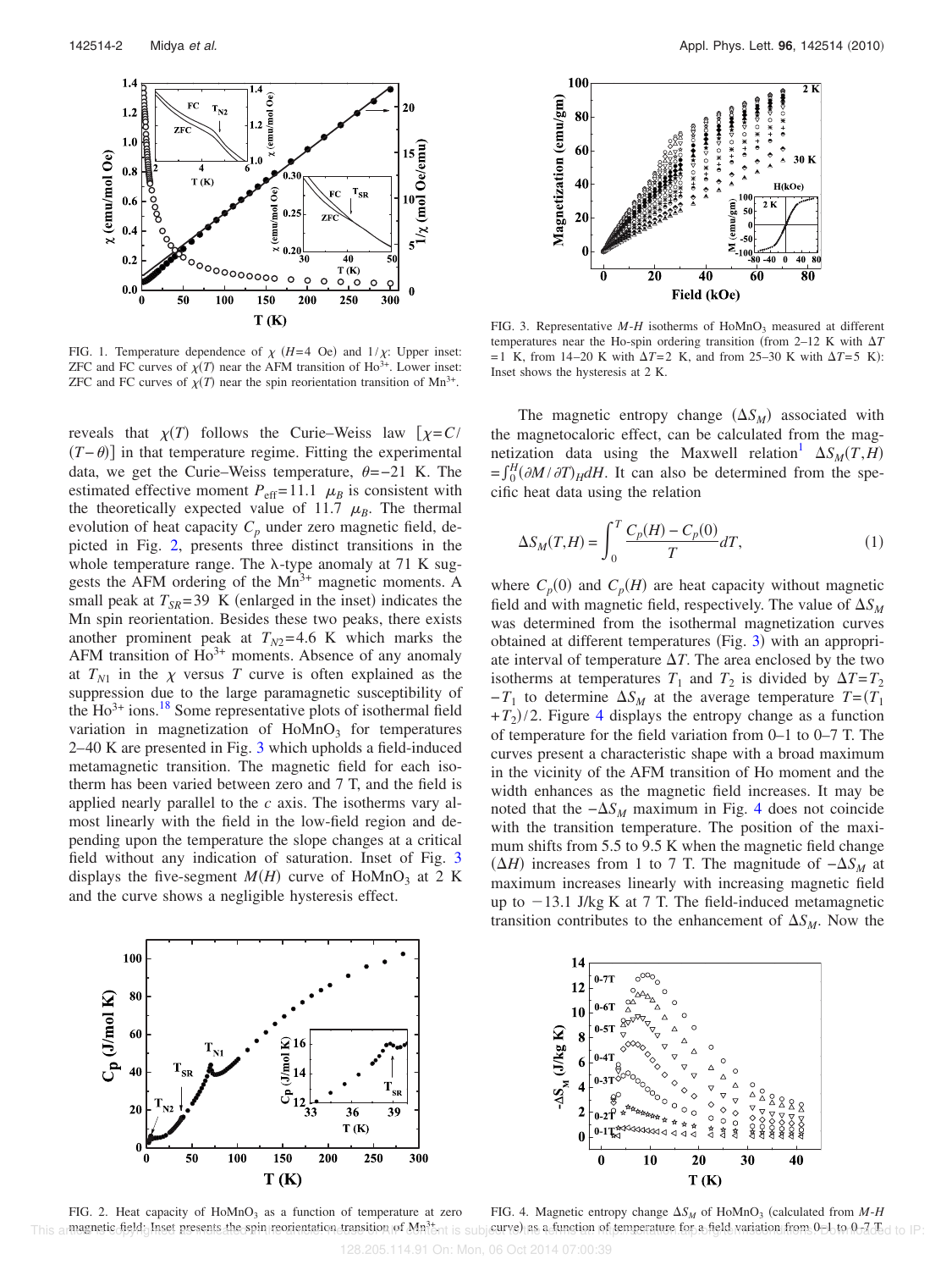FIG. 1. Temperature dependence of $\chi$ ($H$=4 Oe) and $1/\chi$: Upper inset: ZFC and FC curves of $\chi(T)$ near the AFM transition of $Ho^{3+}$. Lower inset: ZFC and FC curves of $\chi(T)$ near the spin reorientation transition of $Mn^{3+}$.

reveals that $\chi(T)$ follows the Curie–Weiss law $[\chi = C/(T-\theta)]$ in that temperature regime. Fitting the experimental data, we get the Curie–Weiss temperature, $\theta = -21$ K. The estimated effective moment $P_{eff} = 11.1$ $\mu_B$ is consistent with the theoretically expected value of 11.7 $\mu_B$. The thermal evolution of heat capacity $C_p$ under zero magnetic field, depicted in Fig. 2, presents three distinct transitions in the whole temperature range. The λ-type anomaly at 71 K suggests the AFM ordering of the $Mn^{3+}$ magnetic moments. A small peak at $T_{SR} = 39$ K (enlarged in the inset) indicates the Mn spin reorientation. Besides these two peaks, there exists another prominent peak at $T_{N2} = 4.6$ K which marks the AFM transition of $Ho^{3+}$ moments. Absence of any anomaly at $T_{N1}$ in the $\chi$ versus $T$ curve is often explained as the suppression due to the large paramagnetic susceptibility of the $Ho^{3+}$ ions.[18] Some representative plots of isothermal field variation in magnetization of $HoMnO_3$ for temperatures 2–40 K are presented in Fig. 3 which upholds a field-induced metamagnetic transition. The magnetic field for each isotherm has been varied between zero and 7 T, and the field is applied nearly parallel to the $c$ axis. The isotherms vary almost linearly with the field in the low-field region and depending upon the temperature the slope changes at a critical field without any indication of saturation. Inset of Fig. 3 displays the five-segment $M(H)$ curve of $HoMnO_3$ at 2 K and the curve shows a negligible hysteresis effect.

FIG. 2. Heat capacity of $HoMnO_3$ as a function of temperature at zero magnetic field. Inset presents the spin reorientation transition of $Mn^{3+}$.

FIG. 3. Representative $M$-$H$ isotherms of $HoMnO_3$ measured at different temperatures near the Ho-spin ordering transition (from 2–12 K with $\Delta T$ = 1 K, from 14–20 K with $\Delta T$ = 2 K, and from 25–30 K with $\Delta T$ = 5 K): Inset shows the hysteresis at 2 K.

The magnetic entropy change ($\Delta S_M$) associated with the magnetocaloric effect, can be calculated from the magnetization data using the Maxwell relation[1] $\Delta S_M(T,H) = \int_0^H (\partial M/\partial T)_H dH$. It can also be determined from the specific heat data using the relation

$$\Delta S_M(T,H) = \int_0^T \frac{C_p(H) - C_p(0)}{T} dT, \tag{1}$$

where $C_p(0)$ and $C_p(H)$ are heat capacity without magnetic field and with magnetic field, respectively. The value of $\Delta S_M$ was determined from the isothermal magnetization curves obtained at different temperatures (Fig. 3) with an appropriate interval of temperature $\Delta T$. The area enclosed by the two isotherms at temperatures $T_1$ and $T_2$ is divided by $\Delta T = T_2 - T_1$ to determine $\Delta S_M$ at the average temperature $T = (T_1 + T_2)/2$. Figure 4 displays the entropy change as a function of temperature for the field variation from 0–1 to 0–7 T. The curves present a characteristic shape with a broad maximum in the vicinity of the AFM transition of Ho moment and the width enhances as the magnetic field increases. It may be noted that the $-\Delta S_M$ maximum in Fig. 4 does not coincide with the transition temperature. The position of the maximum shifts from 5.5 to 9.5 K when the magnetic field change ($\Delta H$) increases from 1 to 7 T. The magnitude of $-\Delta S_M$ at maximum increases linearly with increasing magnetic field up to $-13.1$ J/kg K at 7 T. The field-induced metamagnetic transition contributes to the enhancement of $\Delta S_M$. Now the

FIG. 4. Magnetic entropy change $\Delta S_M$ of $HoMnO_3$ (calculated from $M$-$H$ curve) as a function of temperature for a field variation from 0–1 to 0–7 T.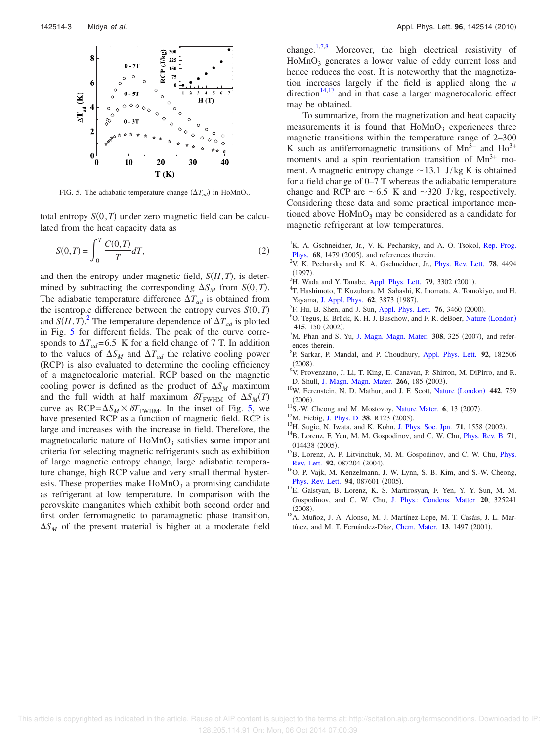8

6

4

2

0

0 10 20 30 40

T (K)

$\Delta T_{ad}$ (K)

0 - 7T

0 - 5T

0 - 3T

RCP (J/kg)

300

225

150

75

0

1 2 3 4 5 6 7

H (T)

FIG. 5. The adiabatic temperature change ($\Delta T_{ad}$) in $HoMnO_3$.

total entropy $S(0,T)$ under zero magnetic field can be calculated from the heat capacity data as

$$S(0,T) = \int_0^T \frac{C(0,T)}{T} dT, \tag{2}$$

and then the entropy under magnetic field, $S(H,T)$, is determined by subtracting the corresponding $\Delta S_M$ from $S(0,T)$. The adiabatic temperature difference $\Delta T_{ad}$ is obtained from the isentropic difference between the entropy curves $S(0,T)$ and $S(H,T)$.[2] The temperature dependence of $\Delta T_{ad}$ is plotted in Fig. 5 for different fields. The peak of the curve corresponds to $\Delta T_{ad}=6.5$ K for a field change of 7 T. In addition to the values of $\Delta S_M$ and $\Delta T_{ad}$ the relative cooling power (RCP) is also evaluated to determine the cooling efficiency of a magnetocaloric material. RCP based on the magnetic cooling power is defined as the product of $\Delta S_M$ maximum and the full width at half maximum $\delta T_{\text{FWHM}}$ of $\Delta S_M(T)$ curve as $\text{RCP}=\Delta S_M \times \delta T_{\text{FWHM}}$. In the inset of Fig. 5, we have presented RCP as a function of magnetic field. RCP is large and increases with the increase in field. Therefore, the magnetocaloric nature of $HoMnO_3$ satisfies some important criteria for selecting magnetic refrigerants such as exhibition of large magnetic entropy change, large adiabatic temperature change, high RCP value and very small thermal hysteresis. These properties make $HoMnO_3$ a promising candidate as refrigerant at low temperature. In comparison with the perovskite manganites which exhibit both second order and first order ferromagnetic to paramagnetic phase transition, $\Delta S_M$ of the present material is higher at a moderate field change.[1,7,8] Moreover, the high electrical resistivity of $HoMnO_3$ generates a lower value of eddy current loss and hence reduces the cost. It is noteworthy that the magnetization increases largely if the field is applied along the *a* direction[14,17] and in that case a larger magnetocaloric effect may be obtained.

To summarize, from the magnetization and heat capacity measurements it is found that $HoMnO_3$ experiences three magnetic transitions within the temperature range of 2–300 K such as antiferromagnetic transitions of $Mn^{3+}$ and $Ho^{3+}$ moments and a spin reorientation transition of $Mn^{3+}$ moment. A magnetic entropy change ~13.1 J/kg K is obtained for a field change of 0–7 T whereas the adiabatic temperature change and RCP are ~6.5 K and ~320 J/kg, respectively. Considering these data and some practical importance mentioned above $HoMnO_3$ may be considered as a candidate for magnetic refrigerant at low temperatures.

[1] K. A. Gschneidner, Jr., V. K. Pecharsky, and A. O. Tsokol, Rep. Prog. Phys. **68**, 1479 (2005), and references therein.
[2] V. K. Pecharsky and K. A. Gschneidner, Jr., Phys. Rev. Lett. **78**, 4494 (1997).
[3] H. Wada and Y. Tanabe, Appl. Phys. Lett. **79**, 3302 (2001).
[4] T. Hashimoto, T. Kuzuhara, M. Sahashi, K. Inomata, A. Tomokiyo, and H. Yayama, J. Appl. Phys. **62**, 3873 (1987).
[5] F. Hu, B. Shen, and J. Sun, Appl. Phys. Lett. **76**, 3460 (2000).
[6] O. Tegus, E. Brück, K. H. J. Buschow, and F. R. deBoer, Nature (London) **415**, 150 (2002).
[7] M. Phan and S. Yu, J. Magn. Magn. Mater. **308**, 325 (2007), and references therein.
[8] P. Sarkar, P. Mandal, and P. Choudhury, Appl. Phys. Lett. **92**, 182506 (2008).
[9] V. Provenzano, J. Li, T. King, E. Canavan, P. Shirron, M. DiPirro, and R. D. Shull, J. Magn. Magn. Mater. **266**, 185 (2003).
[10] W. Eerenstein, N. D. Mathur, and J. F. Scott, Nature (London) **442**, 759 (2006).
[11] S.-W. Cheong and M. Mostovoy, Nature Mater. **6**, 13 (2007).
[12] M. Fiebig, J. Phys. D **38**, R123 (2005).
[13] H. Sugie, N. Iwata, and K. Kohn, J. Phys. Soc. Jpn. **71**, 1558 (2002).
[14] B. Lorenz, F. Yen, M. M. Gospodinov, and C. W. Chu, Phys. Rev. B **71**, 014438 (2005).
[15] B. Lorenz, A. P. Litvinchuk, M. M. Gospodinov, and C. W. Chu, Phys. Rev. Lett. **92**, 087204 (2004).
[16] O. P. Vajk, M. Kenzelmann, J. W. Lynn, S. B. Kim, and S.-W. Cheong, Phys. Rev. Lett. **94**, 087601 (2005).
[17] E. Galstyan, B. Lorenz, K. S. Martirosyan, F. Yen, Y. Y. Sun, M. M. Gospodinov, and C. W. Chu, J. Phys.: Condens. Matter **20**, 325241 (2008).
[18] A. Muñoz, J. A. Alonso, M. J. Martínez-Lope, M. T. Casáis, J. L. Martínez, and M. T. Fernández-Díaz, Chem. Mater. **13**, 1497 (2001).